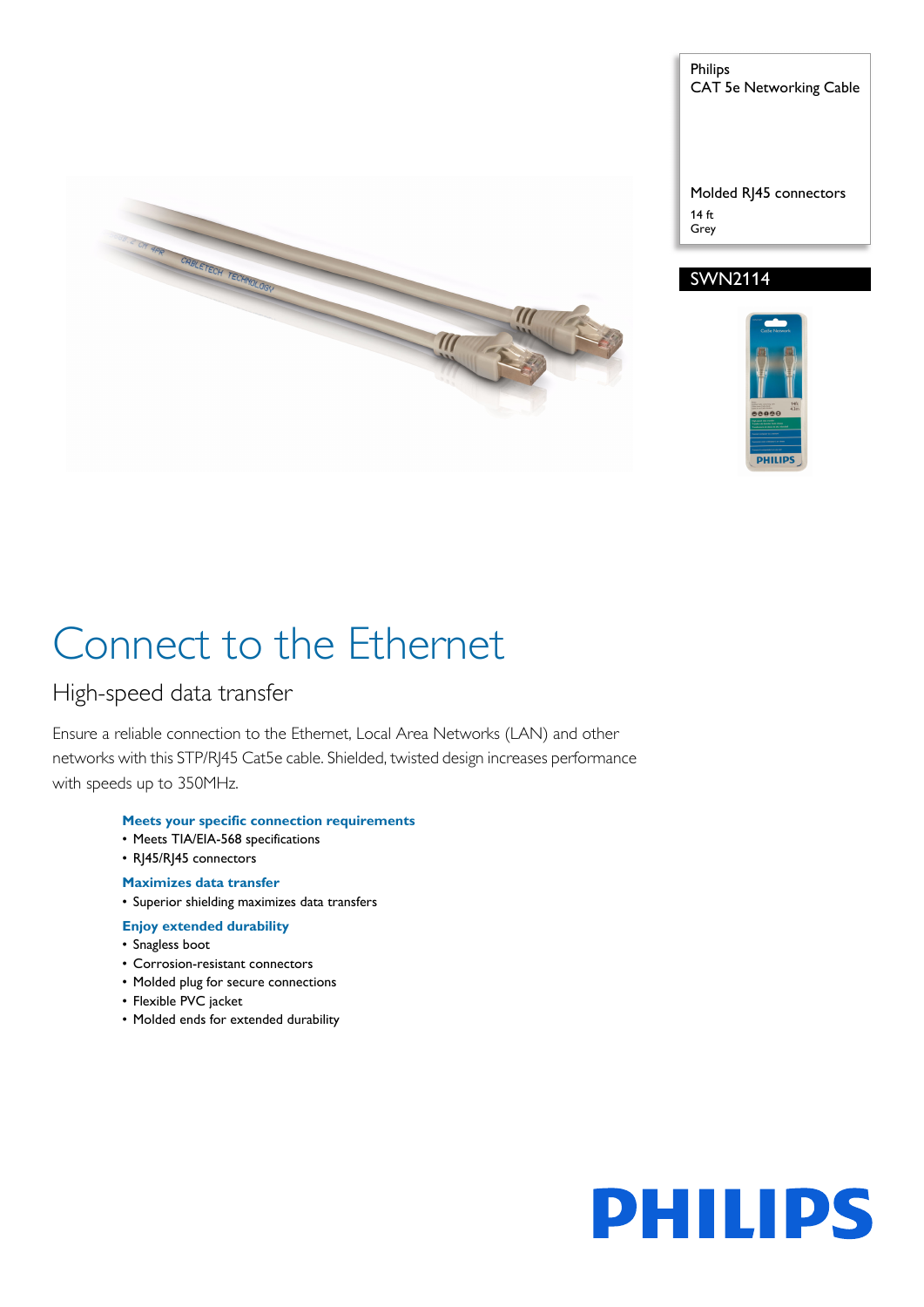Philips
CAT 5e Networking Cable

Molded RJ45 connectors
14 ft
Grey

SWN2114

# Connect to the Ethernet

## High-speed data transfer

Ensure a reliable connection to the Ethernet, Local Area Networks (LAN) and other networks with this STP/RJ45 Cat5e cable. Shielded, twisted design increases performance with speeds up to 350MHz.

**Meets your specific connection requirements**
- Meets TIA/EIA-568 specifications
- RJ45/RJ45 connectors

**Maximizes data transfer**
- Superior shielding maximizes data transfers

**Enjoy extended durability**
- Snagless boot
- Corrosion-resistant connectors
- Molded plug for secure connections
- Flexible PVC jacket
- Molded ends for extended durability

PHILIPS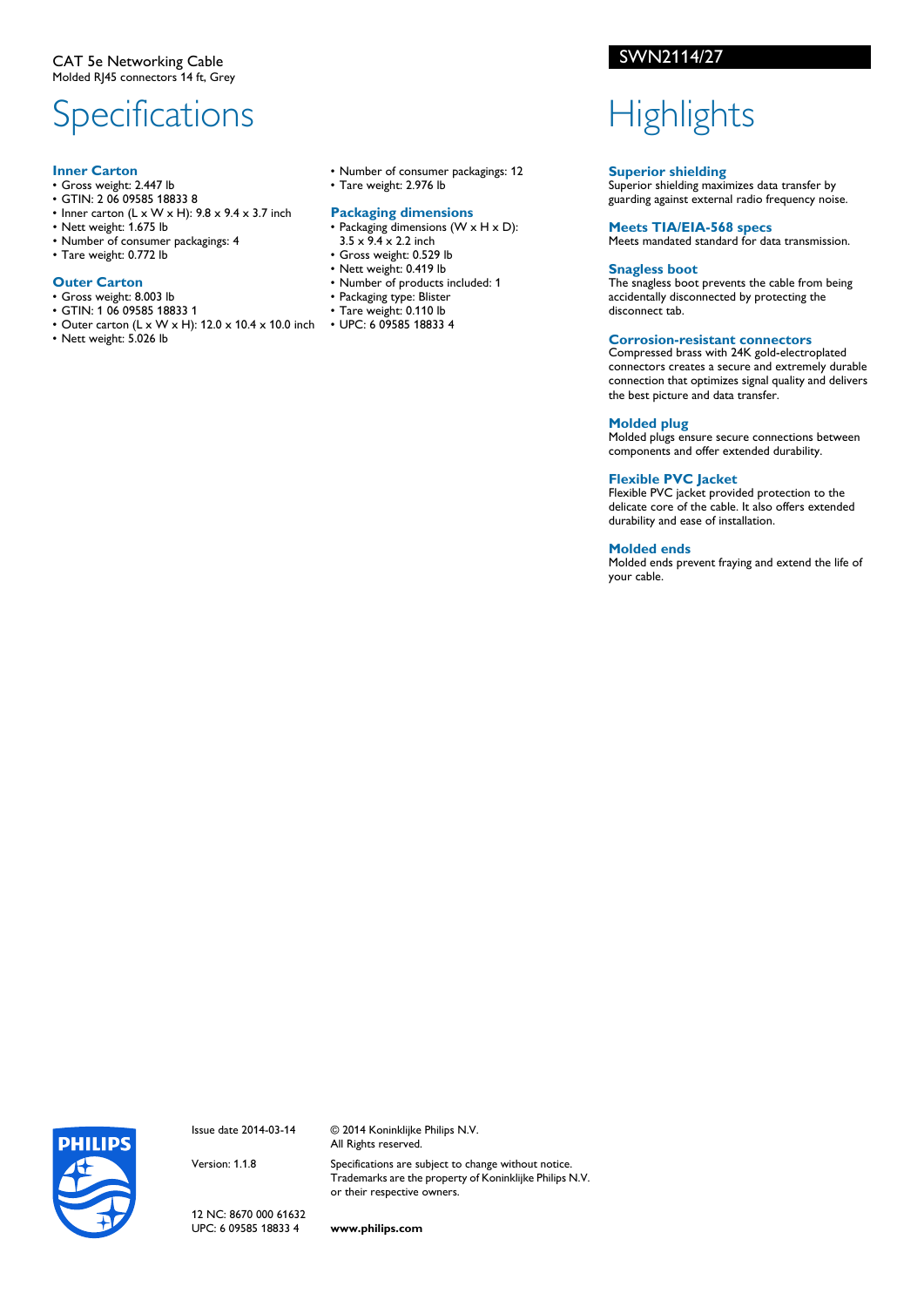CAT 5e Networking Cable
Molded RJ45 connectors 14 ft, Grey

SWN2114/27

# Specifications

### Inner Carton
- Gross weight: 2.447 lb
- GTIN: 2 06 09585 18833 8
- Inner carton (L x W x H): 9.8 x 9.4 x 3.7 inch
- Nett weight: 1.675 lb
- Number of consumer packagings: 4
- Tare weight: 0.772 lb

### Outer Carton
- Gross weight: 8.003 lb
- GTIN: 1 06 09585 18833 1
- Outer carton (L x W x H): 12.0 x 10.4 x 10.0 inch
- Nett weight: 5.026 lb
- Number of consumer packagings: 12
- Tare weight: 2.976 lb

### Packaging dimensions
- Packaging dimensions (W x H x D): 3.5 x 9.4 x 2.2 inch
- Gross weight: 0.529 lb
- Nett weight: 0.419 lb
- Number of products included: 1
- Packaging type: Blister
- Tare weight: 0.110 lb
- UPC: 6 09585 18833 4

# Highlights

### Superior shielding
Superior shielding maximizes data transfer by guarding against external radio frequency noise.

### Meets TIA/EIA-568 specs
Meets mandated standard for data transmission.

### Snagless boot
The snagless boot prevents the cable from being accidentally disconnected by protecting the disconnect tab.

### Corrosion-resistant connectors
Compressed brass with 24K gold-electroplated connectors creates a secure and extremely durable connection that optimizes signal quality and delivers the best picture and data transfer.

### Molded plug
Molded plugs ensure secure connections between components and offer extended durability.

### Flexible PVC Jacket
Flexible PVC jacket provided protection to the delicate core of the cable. It also offers extended durability and ease of installation.

### Molded ends
Molded ends prevent fraying and extend the life of your cable.

PHILIPS

Issue date 2014-03-14

Version: 1.1.8

12 NC: 8670 000 61632
UPC: 6 09585 18833 4

© 2014 Koninklijke Philips N.V.
All Rights reserved.

Specifications are subject to change without notice. Trademarks are the property of Koninklijke Philips N.V. or their respective owners.

**www.philips.com**